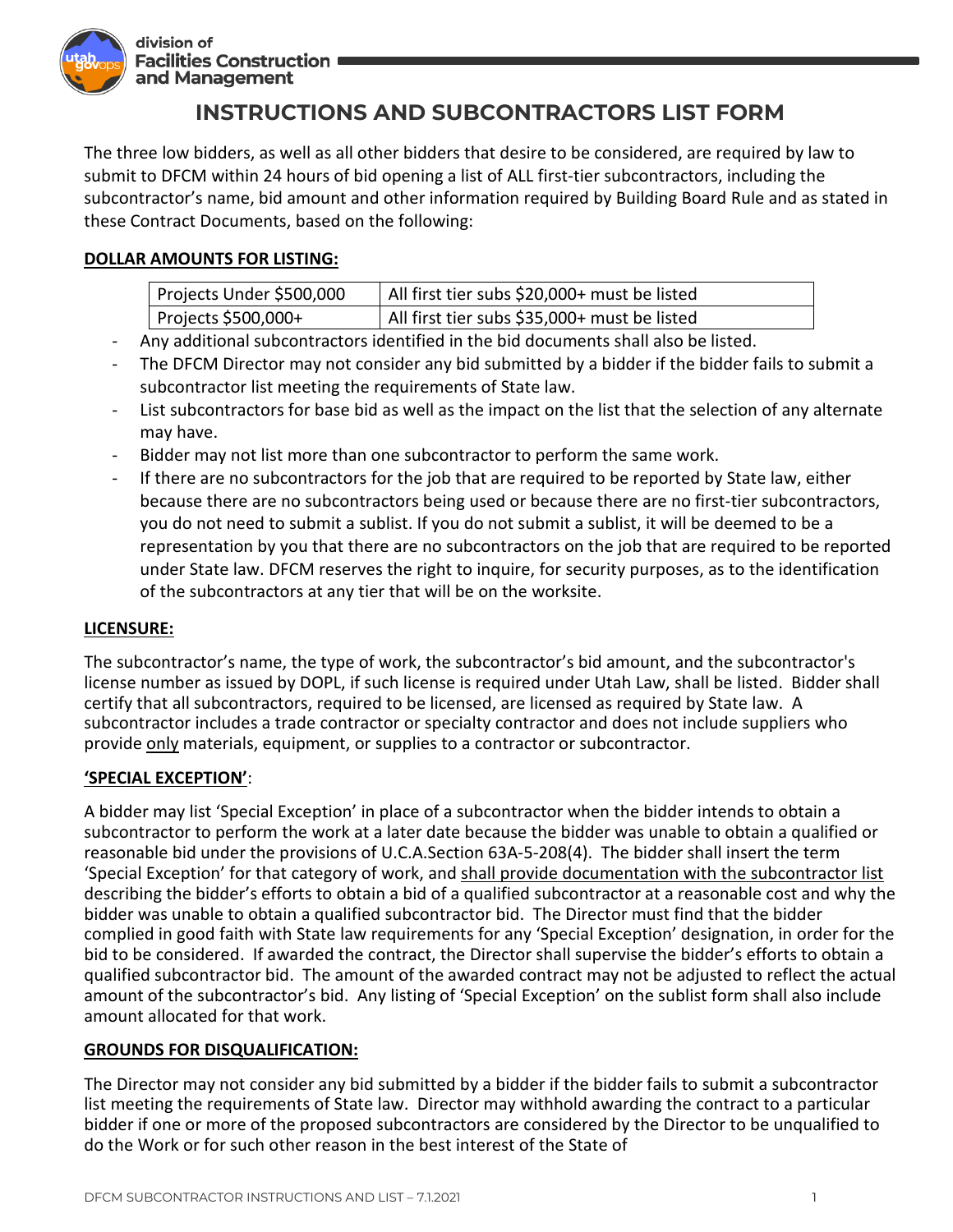division of
Facilities Construction
and Management

# INSTRUCTIONS AND SUBCONTRACTORS LIST FORM

The three low bidders, as well as all other bidders that desire to be considered, are required by law to submit to DFCM within 24 hours of bid opening a list of ALL first-tier subcontractors, including the subcontractor's name, bid amount and other information required by Building Board Rule and as stated in these Contract Documents, based on the following:

**DOLLAR AMOUNTS FOR LISTING:**

| Projects Under $500,000 | All first tier subs $20,000+ must be listed |
|---|---|
| Projects $500,000+ | All first tier subs $35,000+ must be listed |

- Any additional subcontractors identified in the bid documents shall also be listed.
- The DFCM Director may not consider any bid submitted by a bidder if the bidder fails to submit a subcontractor list meeting the requirements of State law.
- List subcontractors for base bid as well as the impact on the list that the selection of any alternate may have.
- Bidder may not list more than one subcontractor to perform the same work.
- If there are no subcontractors for the job that are required to be reported by State law, either because there are no subcontractors being used or because there are no first-tier subcontractors, you do not need to submit a sublist. If you do not submit a sublist, it will be deemed to be a representation by you that there are no subcontractors on the job that are required to be reported under State law. DFCM reserves the right to inquire, for security purposes, as to the identification of the subcontractors at any tier that will be on the worksite.

**LICENSURE:**

The subcontractor's name, the type of work, the subcontractor's bid amount, and the subcontractor's license number as issued by DOPL, if such license is required under Utah Law, shall be listed. Bidder shall certify that all subcontractors, required to be licensed, are licensed as required by State law. A subcontractor includes a trade contractor or specialty contractor and does not include suppliers who provide only materials, equipment, or supplies to a contractor or subcontractor.

**'SPECIAL EXCEPTION'**:

A bidder may list 'Special Exception' in place of a subcontractor when the bidder intends to obtain a subcontractor to perform the work at a later date because the bidder was unable to obtain a qualified or reasonable bid under the provisions of U.C.A.Section 63A-5-208(4). The bidder shall insert the term 'Special Exception' for that category of work, and shall provide documentation with the subcontractor list describing the bidder's efforts to obtain a bid of a qualified subcontractor at a reasonable cost and why the bidder was unable to obtain a qualified subcontractor bid. The Director must find that the bidder complied in good faith with State law requirements for any 'Special Exception' designation, in order for the bid to be considered. If awarded the contract, the Director shall supervise the bidder's efforts to obtain a qualified subcontractor bid. The amount of the awarded contract may not be adjusted to reflect the actual amount of the subcontractor's bid. Any listing of 'Special Exception' on the sublist form shall also include amount allocated for that work.

**GROUNDS FOR DISQUALIFICATION:**

The Director may not consider any bid submitted by a bidder if the bidder fails to submit a subcontractor list meeting the requirements of State law. Director may withhold awarding the contract to a particular bidder if one or more of the proposed subcontractors are considered by the Director to be unqualified to do the Work or for such other reason in the best interest of the State of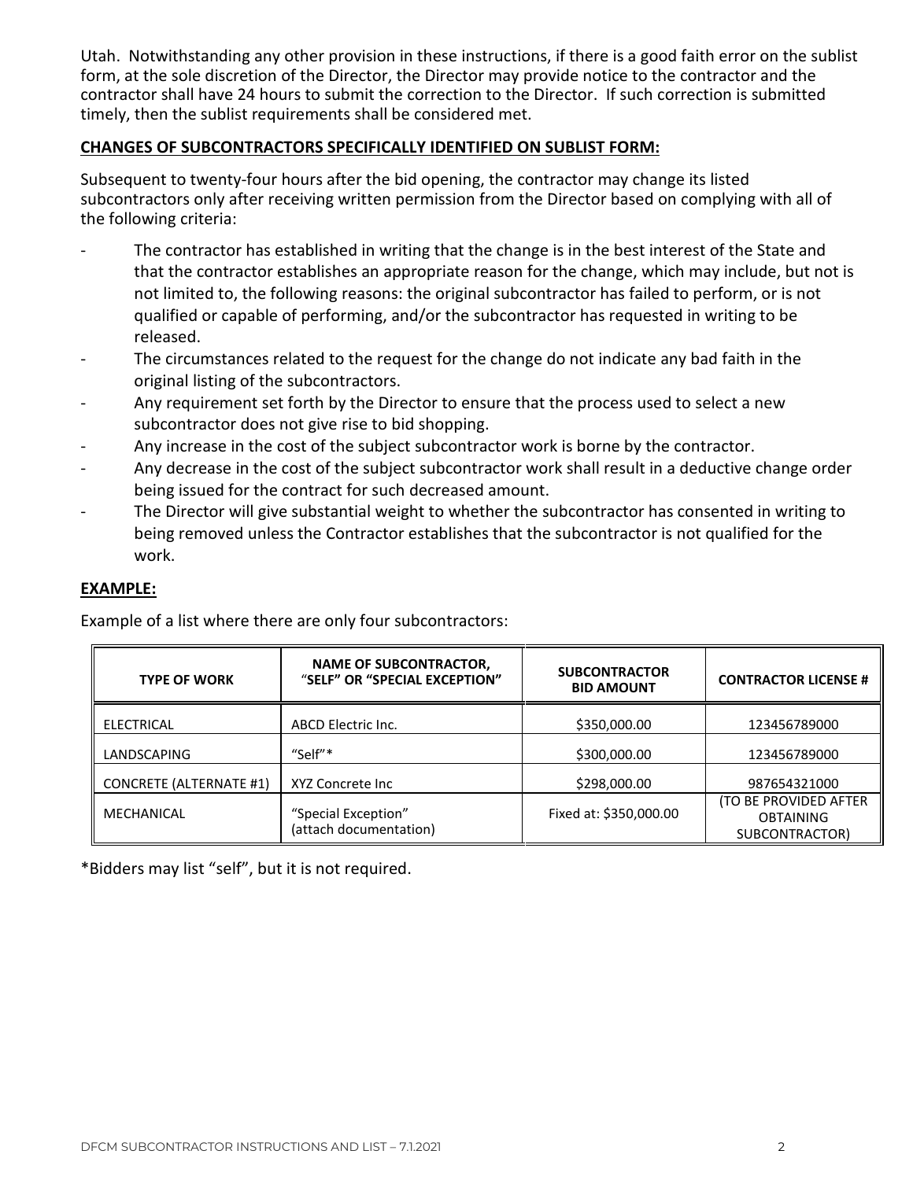Utah. Notwithstanding any other provision in these instructions, if there is a good faith error on the sublist form, at the sole discretion of the Director, the Director may provide notice to the contractor and the contractor shall have 24 hours to submit the correction to the Director. If such correction is submitted timely, then the sublist requirements shall be considered met.

**CHANGES OF SUBCONTRACTORS SPECIFICALLY IDENTIFIED ON SUBLIST FORM:**

Subsequent to twenty-four hours after the bid opening, the contractor may change its listed subcontractors only after receiving written permission from the Director based on complying with all of the following criteria:

- The contractor has established in writing that the change is in the best interest of the State and that the contractor establishes an appropriate reason for the change, which may include, but not is not limited to, the following reasons: the original subcontractor has failed to perform, or is not qualified or capable of performing, and/or the subcontractor has requested in writing to be released.
- The circumstances related to the request for the change do not indicate any bad faith in the original listing of the subcontractors.
- Any requirement set forth by the Director to ensure that the process used to select a new subcontractor does not give rise to bid shopping.
- Any increase in the cost of the subject subcontractor work is borne by the contractor.
- Any decrease in the cost of the subject subcontractor work shall result in a deductive change order being issued for the contract for such decreased amount.
- The Director will give substantial weight to whether the subcontractor has consented in writing to being removed unless the Contractor establishes that the subcontractor is not qualified for the work.

**EXAMPLE:**

Example of a list where there are only four subcontractors:

| TYPE OF WORK | NAME OF SUBCONTRACTOR, "SELF" OR "SPECIAL EXCEPTION" | SUBCONTRACTOR BID AMOUNT | CONTRACTOR LICENSE # |
|---|---|---|---|
| ELECTRICAL | ABCD Electric Inc. | $350,000.00 | 123456789000 |
| LANDSCAPING | "Self"* | $300,000.00 | 123456789000 |
| CONCRETE (ALTERNATE #1) | XYZ Concrete Inc | $298,000.00 | 987654321000 |
| MECHANICAL | "Special Exception" (attach documentation) | Fixed at: $350,000.00 | (TO BE PROVIDED AFTER OBTAINING SUBCONTRACTOR) |

*Bidders may list "self", but it is not required.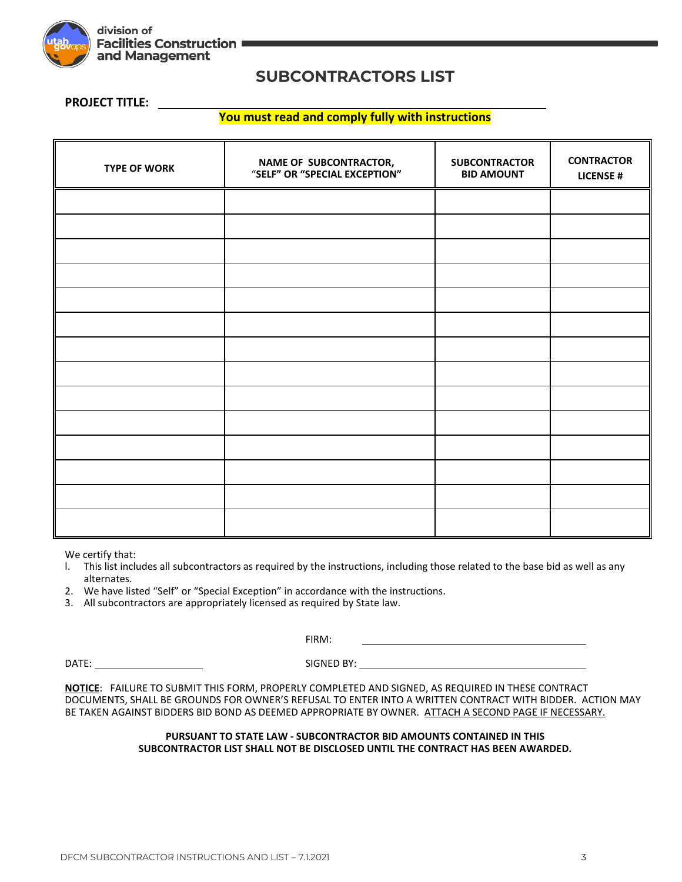division of
Facilities Construction and Management

# SUBCONTRACTORS LIST

**PROJECT TITLE:** ______________________________

**You must read and comply fully with instructions**

| TYPE OF WORK | NAME OF SUBCONTRACTOR, "SELF" OR "SPECIAL EXCEPTION" | SUBCONTRACTOR BID AMOUNT | CONTRACTOR LICENSE # |
|---|---|---|---|
| | | | |
| | | | |
| | | | |
| | | | |
| | | | |
| | | | |
| | | | |
| | | | |
| | | | |
| | | | |
| | | | |
| | | | |
| | | | |
| | | | |

We certify that:

1. This list includes all subcontractors as required by the instructions, including those related to the base bid as well as any alternates.
2. We have listed "Self" or "Special Exception" in accordance with the instructions.
3. All subcontractors are appropriately licensed as required by State law.

FIRM: ______________________________

DATE: ____________________ SIGNED BY: ______________________________

**NOTICE**: FAILURE TO SUBMIT THIS FORM, PROPERLY COMPLETED AND SIGNED, AS REQUIRED IN THESE CONTRACT DOCUMENTS, SHALL BE GROUNDS FOR OWNER'S REFUSAL TO ENTER INTO A WRITTEN CONTRACT WITH BIDDER. ACTION MAY BE TAKEN AGAINST BIDDERS BID BOND AS DEEMED APPROPRIATE BY OWNER. ATTACH A SECOND PAGE IF NECESSARY.

**PURSUANT TO STATE LAW - SUBCONTRACTOR BID AMOUNTS CONTAINED IN THIS SUBCONTRACTOR LIST SHALL NOT BE DISCLOSED UNTIL THE CONTRACT HAS BEEN AWARDED.**